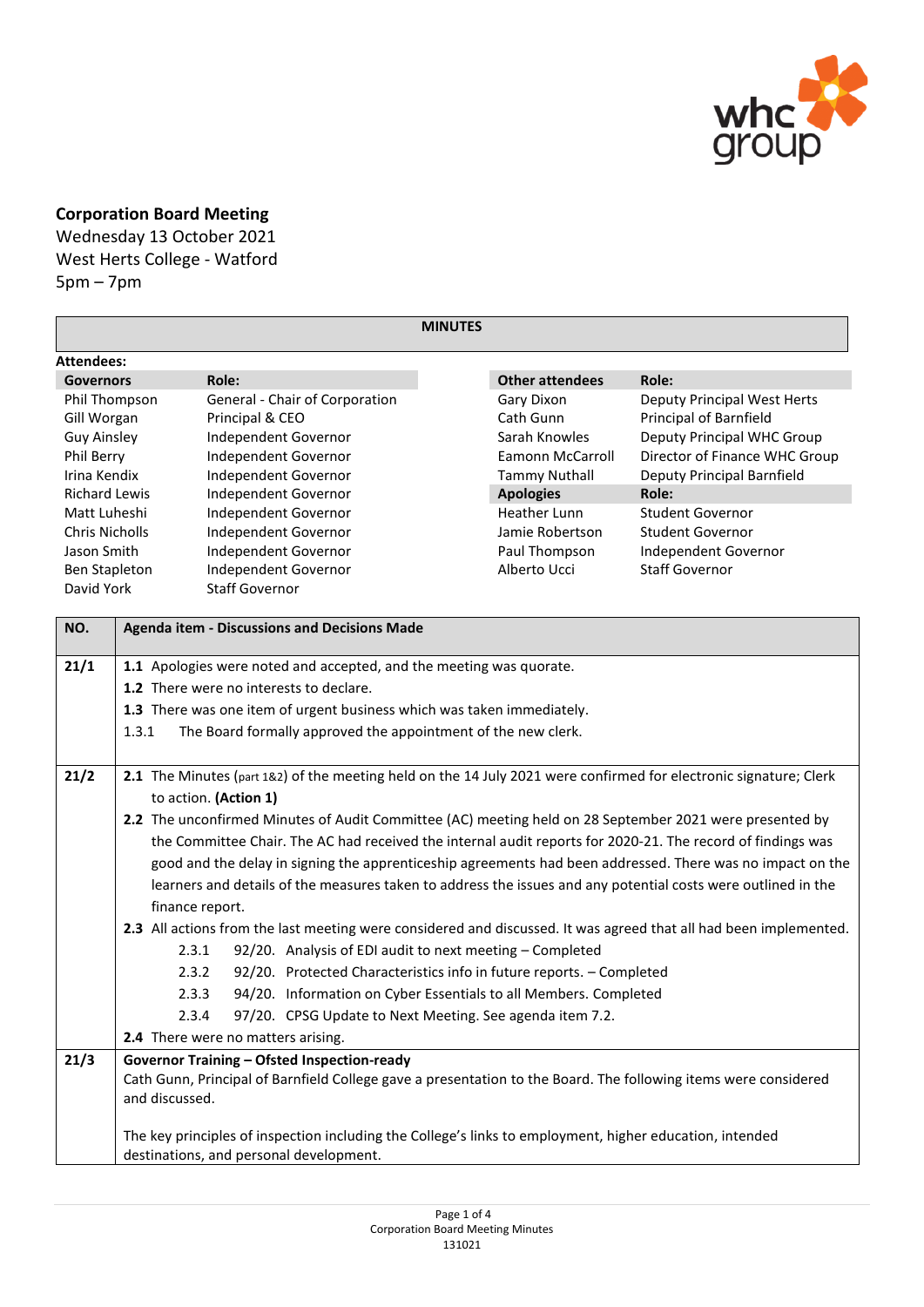**Corporation Board Meeting**
Wednesday 13 October 2021
West Herts College - Watford
5pm – 7pm

**MINUTES**

**Attendees:**

| Governors | Role: |
|---|---|
| Phil Thompson | General - Chair of Corporation |
| Gill Worgan | Principal & CEO |
| Guy Ainsley | Independent Governor |
| Phil Berry | Independent Governor |
| Irina Kendix | Independent Governor |
| Richard Lewis | Independent Governor |
| Matt Luheshi | Independent Governor |
| Chris Nicholls | Independent Governor |
| Jason Smith | Independent Governor |
| Ben Stapleton | Independent Governor |
| David York | Staff Governor |

| Other attendees | Role: |
|---|---|
| Gary Dixon | Deputy Principal West Herts |
| Cath Gunn | Principal of Barnfield |
| Sarah Knowles | Deputy Principal WHC Group |
| Eamonn McCarroll | Director of Finance WHC Group |
| Tammy Nuthall | Deputy Principal Barnfield |
| **Apologies** | **Role:** |
| Heather Lunn | Student Governor |
| Jamie Robertson | Student Governor |
| Paul Thompson | Independent Governor |
| Alberto Ucci | Staff Governor |

| NO. | Agenda item - Discussions and Decisions Made |
|---|---|
| **21/1** | **1.1** Apologies were noted and accepted, and the meeting was quorate.<br>**1.2** There were no interests to declare.<br>**1.3** There was one item of urgent business which was taken immediately.<br>1.3.1 The Board formally approved the appointment of the new clerk. |
| **21/2** | **2.1** The Minutes (part 1&2) of the meeting held on the 14 July 2021 were confirmed for electronic signature; Clerk to action. **(Action 1)**<br>**2.2** The unconfirmed Minutes of Audit Committee (AC) meeting held on 28 September 2021 were presented by the Committee Chair. The AC had received the internal audit reports for 2020-21. The record of findings was good and the delay in signing the apprenticeship agreements had been addressed. There was no impact on the learners and details of the measures taken to address the issues and any potential costs were outlined in the finance report.<br>**2.3** All actions from the last meeting were considered and discussed. It was agreed that all had been implemented.<br>2.3.1 92/20. Analysis of EDI audit to next meeting – Completed<br>2.3.2 92/20. Protected Characteristics info in future reports. – Completed<br>2.3.3 94/20. Information on Cyber Essentials to all Members. Completed<br>2.3.4 97/20. CPSG Update to Next Meeting. See agenda item 7.2.<br>**2.4** There were no matters arising. |
| **21/3** | **Governor Training – Ofsted Inspection-ready**<br>Cath Gunn, Principal of Barnfield College gave a presentation to the Board. The following items were considered and discussed.<br><br>The key principles of inspection including the College's links to employment, higher education, intended destinations, and personal development. |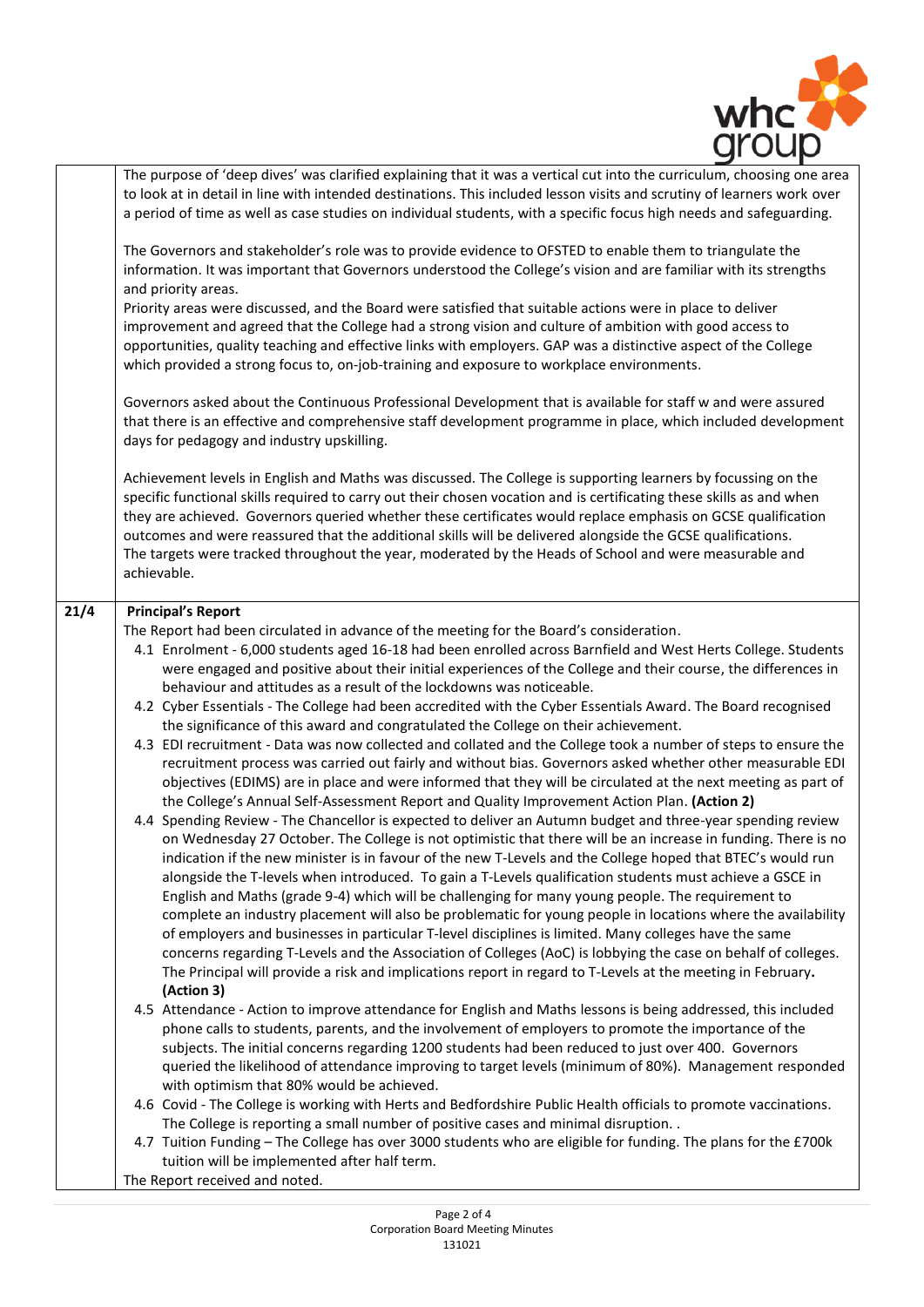| | |
|---|---|
| | The purpose of 'deep dives' was clarified explaining that it was a vertical cut into the curriculum, choosing one area to look at in detail in line with intended destinations. This included lesson visits and scrutiny of learners work over a period of time as well as case studies on individual students, with a specific focus high needs and safeguarding.<br><br>The Governors and stakeholder's role was to provide evidence to OFSTED to enable them to triangulate the information. It was important that Governors understood the College's vision and are familiar with its strengths and priority areas.<br>Priority areas were discussed, and the Board were satisfied that suitable actions were in place to deliver improvement and agreed that the College had a strong vision and culture of ambition with good access to opportunities, quality teaching and effective links with employers. GAP was a distinctive aspect of the College which provided a strong focus to, on-job-training and exposure to workplace environments.<br><br>Governors asked about the Continuous Professional Development that is available for staff w and were assured that there is an effective and comprehensive staff development programme in place, which included development days for pedagogy and industry upskilling.<br><br>Achievement levels in English and Maths was discussed. The College is supporting learners by focussing on the specific functional skills required to carry out their chosen vocation and is certificating these skills as and when they are achieved. Governors queried whether these certificates would replace emphasis on GCSE qualification outcomes and were reassured that the additional skills will be delivered alongside the GCSE qualifications.<br>The targets were tracked throughout the year, moderated by the Heads of School and were measurable and achievable. |
| 21/4 | **Principal's Report**<br>The Report had been circulated in advance of the meeting for the Board's consideration.<br>4.1 Enrolment - 6,000 students aged 16-18 had been enrolled across Barnfield and West Herts College. Students were engaged and positive about their initial experiences of the College and their course, the differences in behaviour and attitudes as a result of the lockdowns was noticeable.<br>4.2 Cyber Essentials - The College had been accredited with the Cyber Essentials Award. The Board recognised the significance of this award and congratulated the College on their achievement.<br>4.3 EDI recruitment - Data was now collected and collated and the College took a number of steps to ensure the recruitment process was carried out fairly and without bias. Governors asked whether other measurable EDI objectives (EDIMS) are in place and were informed that they will be circulated at the next meeting as part of the College's Annual Self-Assessment Report and Quality Improvement Action Plan. **(Action 2)**<br>4.4 Spending Review - The Chancellor is expected to deliver an Autumn budget and three-year spending review on Wednesday 27 October. The College is not optimistic that there will be an increase in funding. There is no indication if the new minister is in favour of the new T-Levels and the College hoped that BTEC's would run alongside the T-levels when introduced. To gain a T-Levels qualification students must achieve a GSCE in English and Maths (grade 9-4) which will be challenging for many young people. The requirement to complete an industry placement will also be problematic for young people in locations where the availability of employers and businesses in particular T-level disciplines is limited. Many colleges have the same concerns regarding T-Levels and the Association of Colleges (AoC) is lobbying the case on behalf of colleges. The Principal will provide a risk and implications report in regard to T-Levels at the meeting in February**. (Action 3)**<br>4.5 Attendance - Action to improve attendance for English and Maths lessons is being addressed, this included phone calls to students, parents, and the involvement of employers to promote the importance of the subjects. The initial concerns regarding 1200 students had been reduced to just over 400. Governors queried the likelihood of attendance improving to target levels (minimum of 80%). Management responded with optimism that 80% would be achieved.<br>4.6 Covid - The College is working with Herts and Bedfordshire Public Health officials to promote vaccinations. The College is reporting a small number of positive cases and minimal disruption. .<br>4.7 Tuition Funding – The College has over 3000 students who are eligible for funding. The plans for the £700k tuition will be implemented after half term.<br>The Report received and noted. |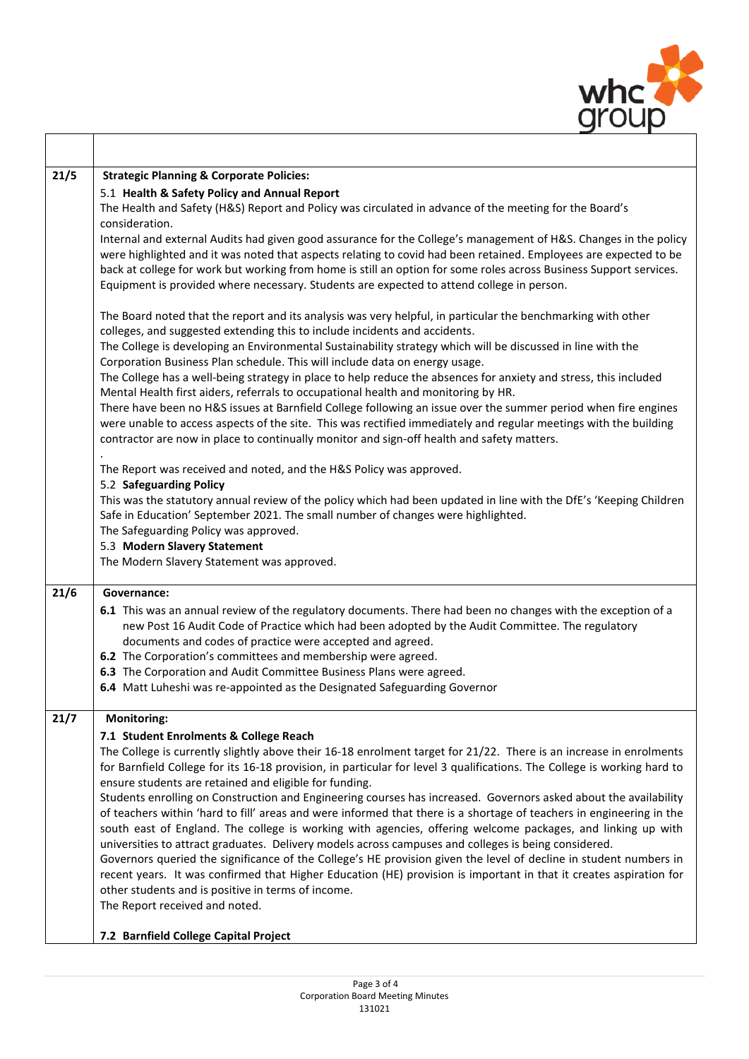| | |
|---|---|
| | |
| **21/5** | **Strategic Planning & Corporate Policies:**<br>5.1 **Health & Safety Policy and Annual Report**<br>The Health and Safety (H&S) Report and Policy was circulated in advance of the meeting for the Board's consideration.<br>Internal and external Audits had given good assurance for the College's management of H&S. Changes in the policy were highlighted and it was noted that aspects relating to covid had been retained. Employees are expected to be back at college for work but working from home is still an option for some roles across Business Support services. Equipment is provided where necessary. Students are expected to attend college in person.<br><br>The Board noted that the report and its analysis was very helpful, in particular the benchmarking with other colleges, and suggested extending this to include incidents and accidents.<br>The College is developing an Environmental Sustainability strategy which will be discussed in line with the Corporation Business Plan schedule. This will include data on energy usage.<br>The College has a well-being strategy in place to help reduce the absences for anxiety and stress, this included Mental Health first aiders, referrals to occupational health and monitoring by HR.<br>There have been no H&S issues at Barnfield College following an issue over the summer period when fire engines were unable to access aspects of the site. This was rectified immediately and regular meetings with the building contractor are now in place to continually monitor and sign-off health and safety matters.<br>.<br>The Report was received and noted, and the H&S Policy was approved.<br>5.2 **Safeguarding Policy**<br>This was the statutory annual review of the policy which had been updated in line with the DfE's 'Keeping Children Safe in Education' September 2021. The small number of changes were highlighted.<br>The Safeguarding Policy was approved.<br>5.3 **Modern Slavery Statement**<br>The Modern Slavery Statement was approved. |
| **21/6** | **Governance:**<br>**6.1** This was an annual review of the regulatory documents. There had been no changes with the exception of a new Post 16 Audit Code of Practice which had been adopted by the Audit Committee. The regulatory documents and codes of practice were accepted and agreed.<br>**6.2** The Corporation's committees and membership were agreed.<br>**6.3** The Corporation and Audit Committee Business Plans were agreed.<br>**6.4** Matt Luheshi was re-appointed as the Designated Safeguarding Governor |
| **21/7** | **Monitoring:**<br>**7.1 Student Enrolments & College Reach**<br>The College is currently slightly above their 16-18 enrolment target for 21/22. There is an increase in enrolments for Barnfield College for its 16-18 provision, in particular for level 3 qualifications. The College is working hard to ensure students are retained and eligible for funding.<br>Students enrolling on Construction and Engineering courses has increased. Governors asked about the availability of teachers within 'hard to fill' areas and were informed that there is a shortage of teachers in engineering in the south east of England. The college is working with agencies, offering welcome packages, and linking up with universities to attract graduates. Delivery models across campuses and colleges is being considered.<br>Governors queried the significance of the College's HE provision given the level of decline in student numbers in recent years. It was confirmed that Higher Education (HE) provision is important in that it creates aspiration for other students and is positive in terms of income.<br>The Report received and noted.<br><br>**7.2 Barnfield College Capital Project** |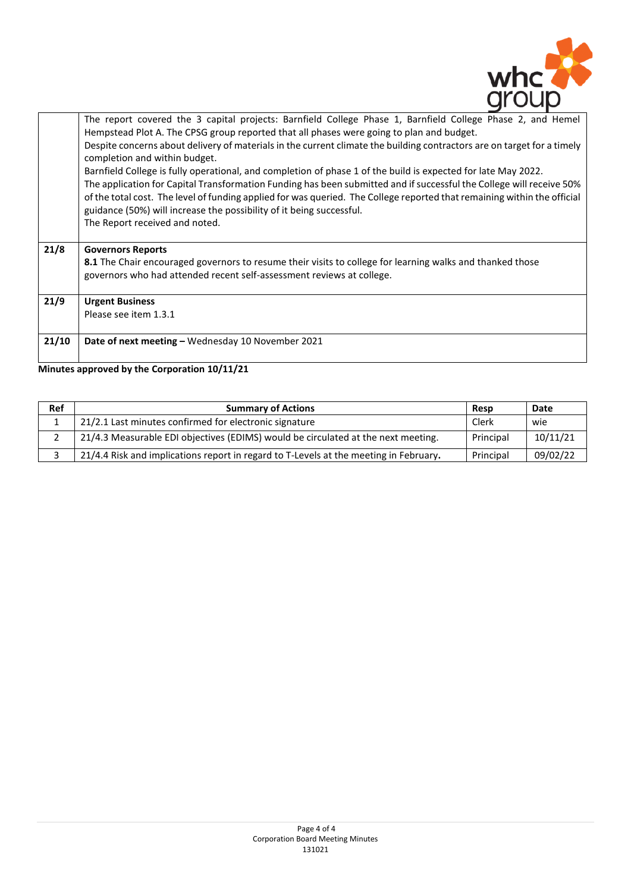| | |
|---|---|
| | The report covered the 3 capital projects: Barnfield College Phase 1, Barnfield College Phase 2, and Hemel Hempstead Plot A. The CPSG group reported that all phases were going to plan and budget.<br>Despite concerns about delivery of materials in the current climate the building contractors are on target for a timely completion and within budget.<br>Barnfield College is fully operational, and completion of phase 1 of the build is expected for late May 2022.<br>The application for Capital Transformation Funding has been submitted and if successful the College will receive 50% of the total cost. The level of funding applied for was queried. The College reported that remaining within the official guidance (50%) will increase the possibility of it being successful.<br>The Report received and noted. |
| **21/8** | **Governors Reports**<br>**8.1** The Chair encouraged governors to resume their visits to college for learning walks and thanked those governors who had attended recent self-assessment reviews at college. |
| **21/9** | **Urgent Business**<br>Please see item 1.3.1 |
| **21/10** | **Date of next meeting –** Wednesday 10 November 2021 |

**Minutes approved by the Corporation 10/11/21**

| Ref | Summary of Actions | Resp | Date |
|---|---|---|---|
| 1 | 21/2.1 Last minutes confirmed for electronic signature | Clerk | wie |
| 2 | 21/4.3 Measurable EDI objectives (EDIMS) would be circulated at the next meeting. | Principal | 10/11/21 |
| 3 | 21/4.4 Risk and implications report in regard to T-Levels at the meeting in February**.** | Principal | 09/02/22 |